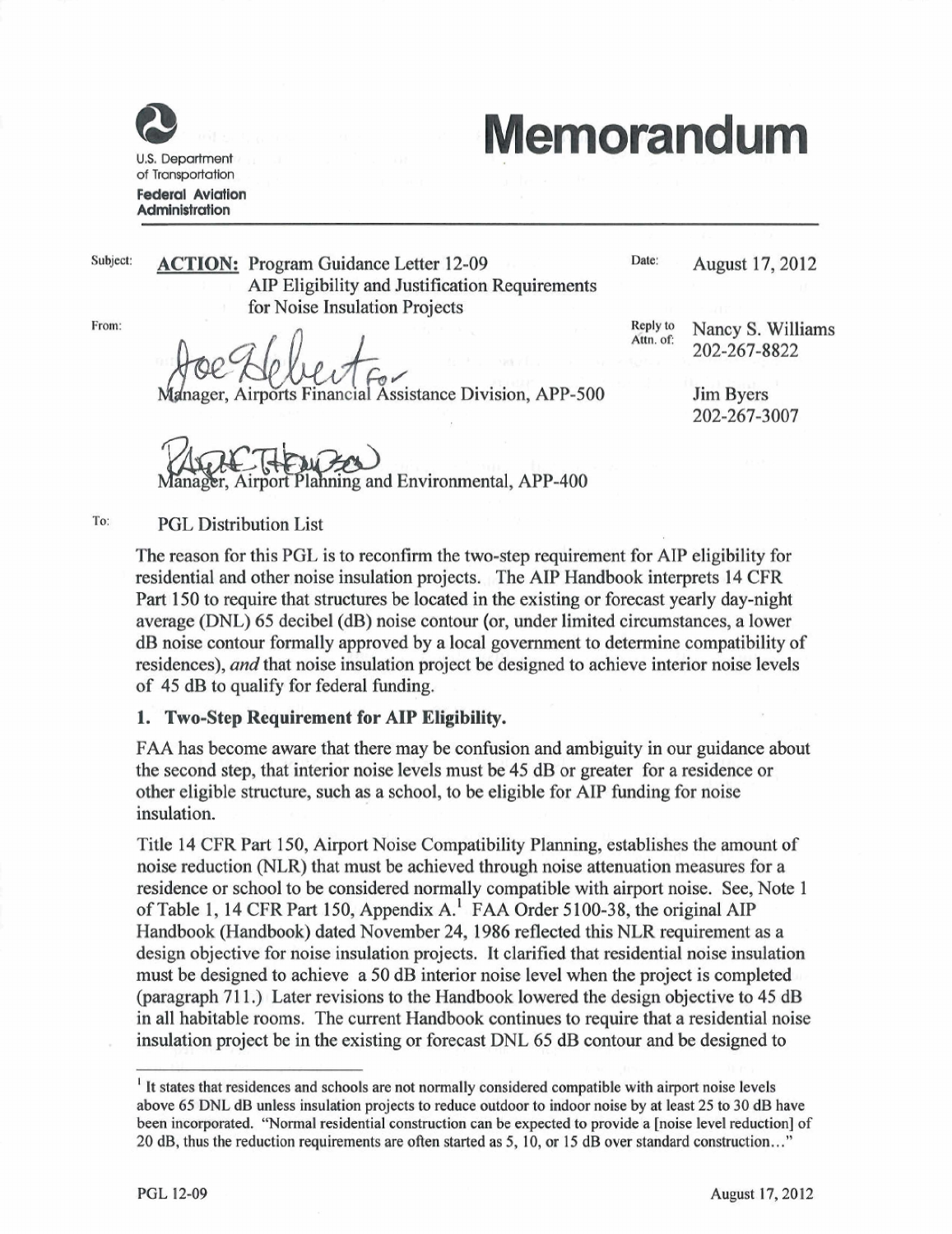U.S. Department of Transportation
**Federal Aviation Administration**

# Memorandum

Subject: **ACTION:** Program Guidance Letter 12-09
AIP Eligibility and Justification Requirements for Noise Insulation Projects

Date: August 17, 2012

From: Joe Hebert for
Manager, Airports Financial Assistance Division, APP-500

Manager, Airport Planning and Environmental, APP-400

Reply to Attn. of: Nancy S. Williams
202-267-8822

Jim Byers
202-267-3007

To: PGL Distribution List

The reason for this PGL is to reconfirm the two-step requirement for AIP eligibility for residential and other noise insulation projects. The AIP Handbook interprets 14 CFR Part 150 to require that structures be located in the existing or forecast yearly day-night average (DNL) 65 decibel (dB) noise contour (or, under limited circumstances, a lower dB noise contour formally approved by a local government to determine compatibility of residences), *and* that noise insulation project be designed to achieve interior noise levels of 45 dB to qualify for federal funding.

## 1. Two-Step Requirement for AIP Eligibility.

FAA has become aware that there may be confusion and ambiguity in our guidance about the second step, that interior noise levels must be 45 dB or greater for a residence or other eligible structure, such as a school, to be eligible for AIP funding for noise insulation.

Title 14 CFR Part 150, Airport Noise Compatibility Planning, establishes the amount of noise reduction (NLR) that must be achieved through noise attenuation measures for a residence or school to be considered normally compatible with airport noise. See, Note 1 of Table 1, 14 CFR Part 150, Appendix A.[1] FAA Order 5100-38, the original AIP Handbook (Handbook) dated November 24, 1986 reflected this NLR requirement as a design objective for noise insulation projects. It clarified that residential noise insulation must be designed to achieve a 50 dB interior noise level when the project is completed (paragraph 711.) Later revisions to the Handbook lowered the design objective to 45 dB in all habitable rooms. The current Handbook continues to require that a residential noise insulation project be in the existing or forecast DNL 65 dB contour and be designed to

[1] It states that residences and schools are not normally considered compatible with airport noise levels above 65 DNL dB unless insulation projects to reduce outdoor to indoor noise by at least 25 to 30 dB have been incorporated. "Normal residential construction can be expected to provide a [noise level reduction] of 20 dB, thus the reduction requirements are often started as 5, 10, or 15 dB over standard construction..."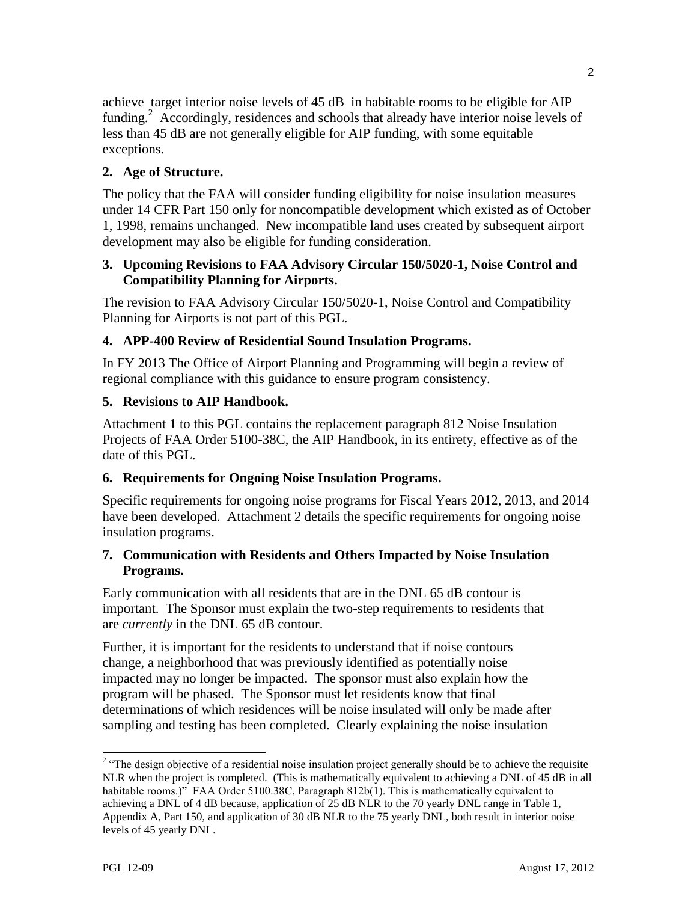achieve target interior noise levels of 45 dB in habitable rooms to be eligible for AIP funding.[2] Accordingly, residences and schools that already have interior noise levels of less than 45 dB are not generally eligible for AIP funding, with some equitable exceptions.

**2. Age of Structure.**

The policy that the FAA will consider funding eligibility for noise insulation measures under 14 CFR Part 150 only for noncompatible development which existed as of October 1, 1998, remains unchanged. New incompatible land uses created by subsequent airport development may also be eligible for funding consideration.

**3. Upcoming Revisions to FAA Advisory Circular 150/5020-1, Noise Control and Compatibility Planning for Airports.**

The revision to FAA Advisory Circular 150/5020-1, Noise Control and Compatibility Planning for Airports is not part of this PGL.

**4. APP-400 Review of Residential Sound Insulation Programs.**

In FY 2013 The Office of Airport Planning and Programming will begin a review of regional compliance with this guidance to ensure program consistency.

**5. Revisions to AIP Handbook.**

Attachment 1 to this PGL contains the replacement paragraph 812 Noise Insulation Projects of FAA Order 5100-38C, the AIP Handbook, in its entirety, effective as of the date of this PGL.

**6. Requirements for Ongoing Noise Insulation Programs.**

Specific requirements for ongoing noise programs for Fiscal Years 2012, 2013, and 2014 have been developed. Attachment 2 details the specific requirements for ongoing noise insulation programs.

**7. Communication with Residents and Others Impacted by Noise Insulation Programs.**

Early communication with all residents that are in the DNL 65 dB contour is important. The Sponsor must explain the two-step requirements to residents that are *currently* in the DNL 65 dB contour.

Further, it is important for the residents to understand that if noise contours change, a neighborhood that was previously identified as potentially noise impacted may no longer be impacted. The sponsor must also explain how the program will be phased. The Sponsor must let residents know that final determinations of which residences will be noise insulated will only be made after sampling and testing has been completed. Clearly explaining the noise insulation

---

[2] "The design objective of a residential noise insulation project generally should be to achieve the requisite NLR when the project is completed. (This is mathematically equivalent to achieving a DNL of 45 dB in all habitable rooms.)" FAA Order 5100.38C, Paragraph 812b(1). This is mathematically equivalent to achieving a DNL of 4 dB because, application of 25 dB NLR to the 70 yearly DNL range in Table 1, Appendix A, Part 150, and application of 30 dB NLR to the 75 yearly DNL, both result in interior noise levels of 45 yearly DNL.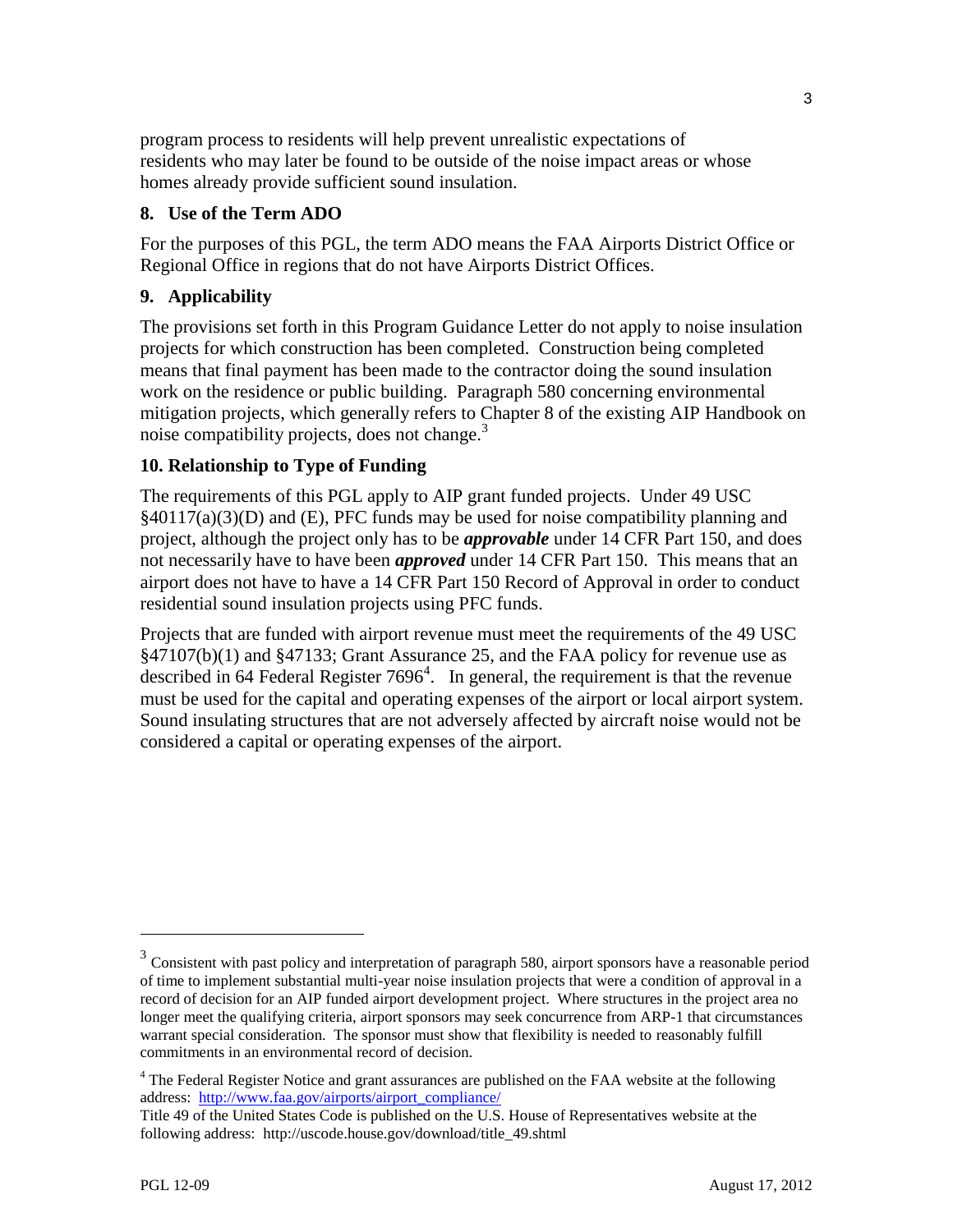program process to residents will help prevent unrealistic expectations of residents who may later be found to be outside of the noise impact areas or whose homes already provide sufficient sound insulation.

### 8. Use of the Term ADO

For the purposes of this PGL, the term ADO means the FAA Airports District Office or Regional Office in regions that do not have Airports District Offices.

### 9. Applicability

The provisions set forth in this Program Guidance Letter do not apply to noise insulation projects for which construction has been completed. Construction being completed means that final payment has been made to the contractor doing the sound insulation work on the residence or public building. Paragraph 580 concerning environmental mitigation projects, which generally refers to Chapter 8 of the existing AIP Handbook on noise compatibility projects, does not change.[3]

### 10. Relationship to Type of Funding

The requirements of this PGL apply to AIP grant funded projects. Under 49 USC §40117(a)(3)(D) and (E), PFC funds may be used for noise compatibility planning and project, although the project only has to be ***approvable*** under 14 CFR Part 150, and does not necessarily have to have been ***approved*** under 14 CFR Part 150. This means that an airport does not have to have a 14 CFR Part 150 Record of Approval in order to conduct residential sound insulation projects using PFC funds.

Projects that are funded with airport revenue must meet the requirements of the 49 USC §47107(b)(1) and §47133; Grant Assurance 25, and the FAA policy for revenue use as described in 64 Federal Register 7696[4]. In general, the requirement is that the revenue must be used for the capital and operating expenses of the airport or local airport system. Sound insulating structures that are not adversely affected by aircraft noise would not be considered a capital or operating expenses of the airport.

---

[3] Consistent with past policy and interpretation of paragraph 580, airport sponsors have a reasonable period of time to implement substantial multi-year noise insulation projects that were a condition of approval in a record of decision for an AIP funded airport development project. Where structures in the project area no longer meet the qualifying criteria, airport sponsors may seek concurrence from ARP-1 that circumstances warrant special consideration. The sponsor must show that flexibility is needed to reasonably fulfill commitments in an environmental record of decision.

[4] The Federal Register Notice and grant assurances are published on the FAA website at the following address: http://www.faa.gov/airports/airport_compliance/

Title 49 of the United States Code is published on the U.S. House of Representatives website at the following address: http://uscode.house.gov/download/title_49.shtml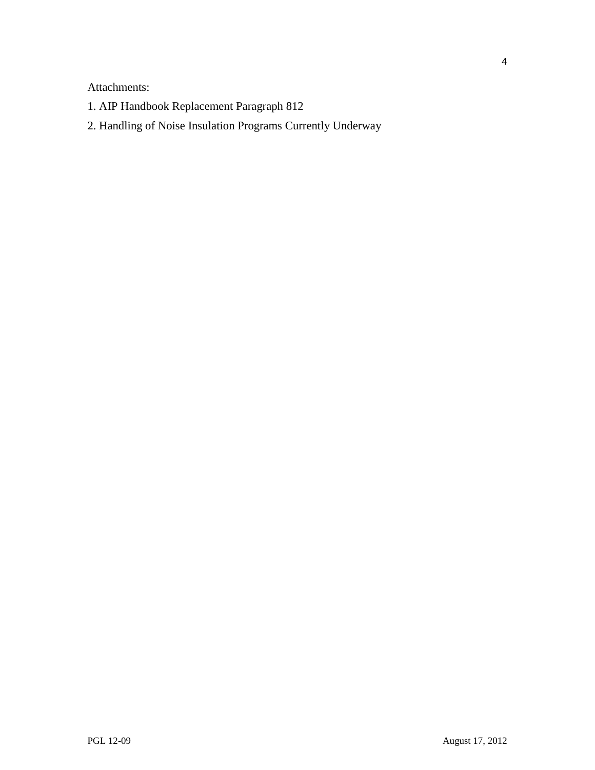Attachments:

1. AIP Handbook Replacement Paragraph 812

2. Handling of Noise Insulation Programs Currently Underway